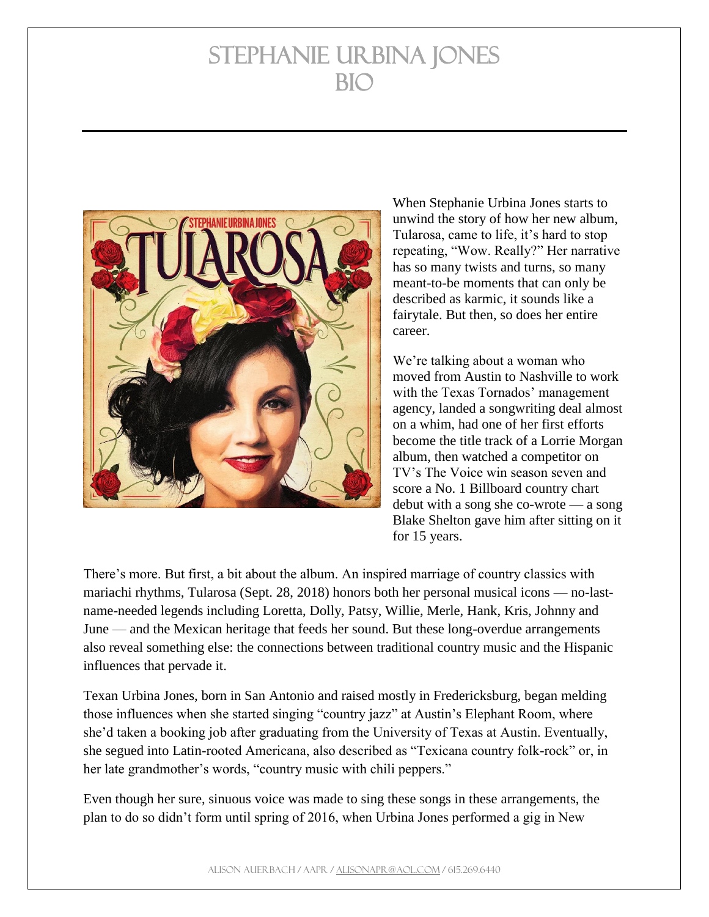# Stephanie Urbina Jones
# Bio

When Stephanie Urbina Jones starts to unwind the story of how her new album, Tularosa, came to life, it's hard to stop repeating, "Wow. Really?" Her narrative has so many twists and turns, so many meant-to-be moments that can only be described as karmic, it sounds like a fairytale. But then, so does her entire career.

We're talking about a woman who moved from Austin to Nashville to work with the Texas Tornados' management agency, landed a songwriting deal almost on a whim, had one of her first efforts become the title track of a Lorrie Morgan album, then watched a competitor on TV's The Voice win season seven and score a No. 1 Billboard country chart debut with a song she co-wrote — a song Blake Shelton gave him after sitting on it for 15 years.

There's more. But first, a bit about the album. An inspired marriage of country classics with mariachi rhythms, Tularosa (Sept. 28, 2018) honors both her personal musical icons — no-last-name-needed legends including Loretta, Dolly, Patsy, Willie, Merle, Hank, Kris, Johnny and June — and the Mexican heritage that feeds her sound. But these long-overdue arrangements also reveal something else: the connections between traditional country music and the Hispanic influences that pervade it.

Texan Urbina Jones, born in San Antonio and raised mostly in Fredericksburg, began melding those influences when she started singing "country jazz" at Austin's Elephant Room, where she'd taken a booking job after graduating from the University of Texas at Austin. Eventually, she segued into Latin-rooted Americana, also described as "Texicana country folk-rock" or, in her late grandmother's words, "country music with chili peppers."

Even though her sure, sinuous voice was made to sing these songs in these arrangements, the plan to do so didn't form until spring of 2016, when Urbina Jones performed a gig in New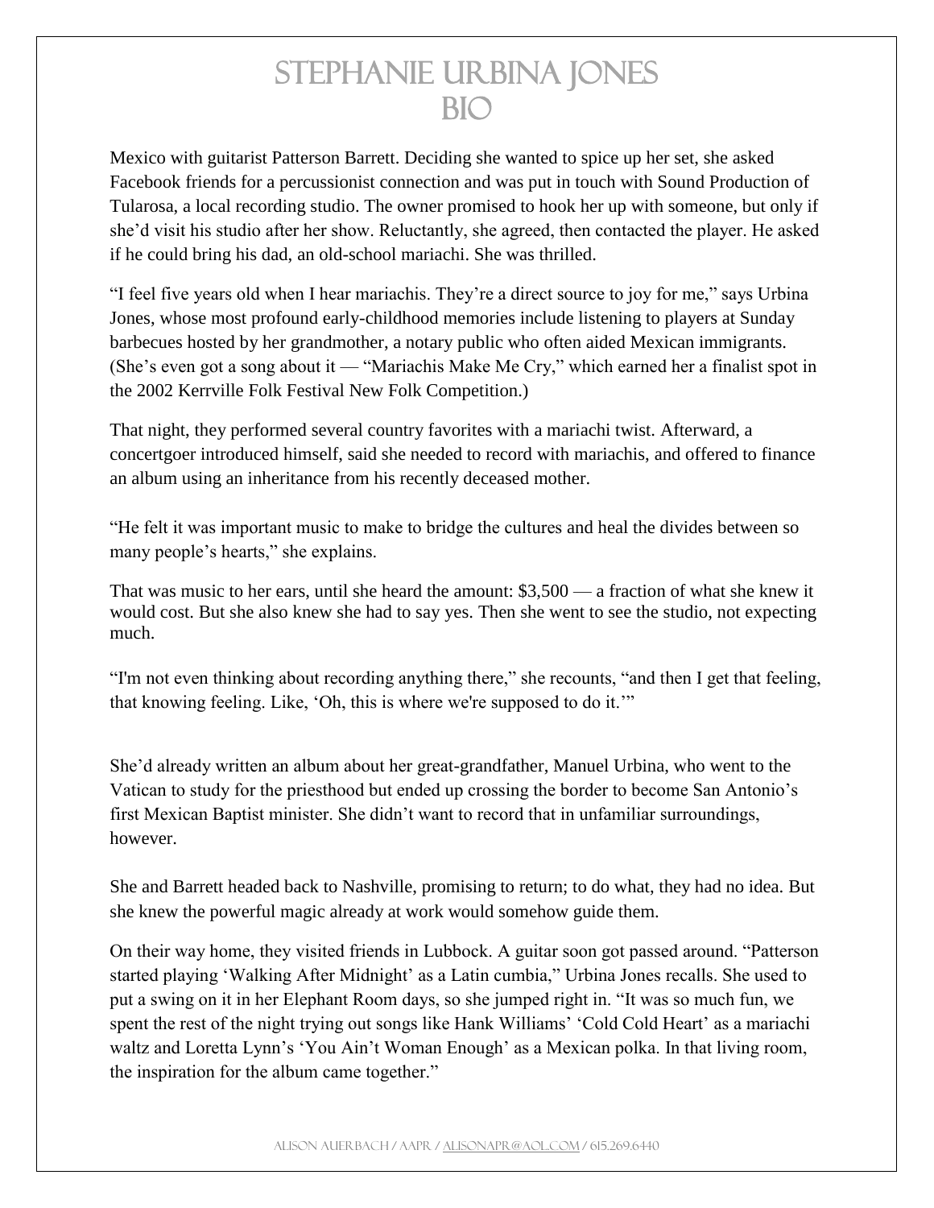# STEPHANIE URBINA JONES BIO

Mexico with guitarist Patterson Barrett. Deciding she wanted to spice up her set, she asked Facebook friends for a percussionist connection and was put in touch with Sound Production of Tularosa, a local recording studio. The owner promised to hook her up with someone, but only if she'd visit his studio after her show. Reluctantly, she agreed, then contacted the player. He asked if he could bring his dad, an old-school mariachi. She was thrilled.

"I feel five years old when I hear mariachis. They're a direct source to joy for me," says Urbina Jones, whose most profound early-childhood memories include listening to players at Sunday barbecues hosted by her grandmother, a notary public who often aided Mexican immigrants. (She's even got a song about it — "Mariachis Make Me Cry," which earned her a finalist spot in the 2002 Kerrville Folk Festival New Folk Competition.)

That night, they performed several country favorites with a mariachi twist. Afterward, a concertgoer introduced himself, said she needed to record with mariachis, and offered to finance an album using an inheritance from his recently deceased mother.

"He felt it was important music to make to bridge the cultures and heal the divides between so many people's hearts," she explains.

That was music to her ears, until she heard the amount: $3,500 — a fraction of what she knew it would cost. But she also knew she had to say yes. Then she went to see the studio, not expecting much.

"I'm not even thinking about recording anything there," she recounts, "and then I get that feeling, that knowing feeling. Like, 'Oh, this is where we're supposed to do it.'"

She'd already written an album about her great-grandfather, Manuel Urbina, who went to the Vatican to study for the priesthood but ended up crossing the border to become San Antonio's first Mexican Baptist minister. She didn't want to record that in unfamiliar surroundings, however.

She and Barrett headed back to Nashville, promising to return; to do what, they had no idea. But she knew the powerful magic already at work would somehow guide them.

On their way home, they visited friends in Lubbock. A guitar soon got passed around. "Patterson started playing 'Walking After Midnight' as a Latin cumbia," Urbina Jones recalls. She used to put a swing on it in her Elephant Room days, so she jumped right in. "It was so much fun, we spent the rest of the night trying out songs like Hank Williams' 'Cold Cold Heart' as a mariachi waltz and Loretta Lynn's 'You Ain't Woman Enough' as a Mexican polka. In that living room, the inspiration for the album came together."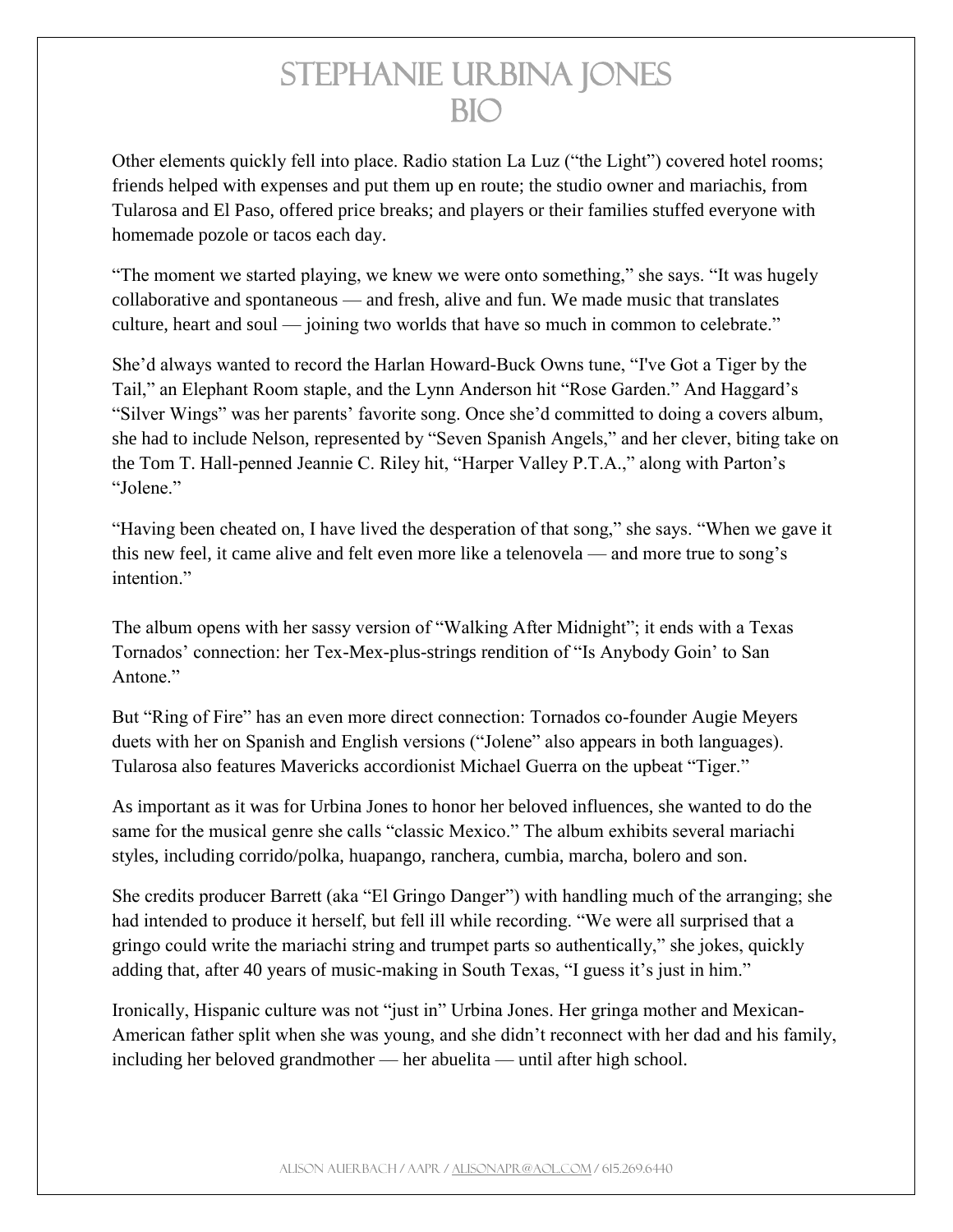# STEPHANIE URBINA JONES BIO

Other elements quickly fell into place. Radio station La Luz ("the Light") covered hotel rooms; friends helped with expenses and put them up en route; the studio owner and mariachis, from Tularosa and El Paso, offered price breaks; and players or their families stuffed everyone with homemade pozole or tacos each day.

"The moment we started playing, we knew we were onto something," she says. "It was hugely collaborative and spontaneous — and fresh, alive and fun. We made music that translates culture, heart and soul — joining two worlds that have so much in common to celebrate."

She'd always wanted to record the Harlan Howard-Buck Owns tune, "I've Got a Tiger by the Tail," an Elephant Room staple, and the Lynn Anderson hit "Rose Garden." And Haggard's "Silver Wings" was her parents' favorite song. Once she'd committed to doing a covers album, she had to include Nelson, represented by "Seven Spanish Angels," and her clever, biting take on the Tom T. Hall-penned Jeannie C. Riley hit, "Harper Valley P.T.A.," along with Parton's "Jolene."

"Having been cheated on, I have lived the desperation of that song," she says. "When we gave it this new feel, it came alive and felt even more like a telenovela — and more true to song's intention."

The album opens with her sassy version of "Walking After Midnight"; it ends with a Texas Tornados' connection: her Tex-Mex-plus-strings rendition of "Is Anybody Goin' to San Antone."

But "Ring of Fire" has an even more direct connection: Tornados co-founder Augie Meyers duets with her on Spanish and English versions ("Jolene" also appears in both languages). Tularosa also features Mavericks accordionist Michael Guerra on the upbeat "Tiger."

As important as it was for Urbina Jones to honor her beloved influences, she wanted to do the same for the musical genre she calls "classic Mexico." The album exhibits several mariachi styles, including corrido/polka, huapango, ranchera, cumbia, marcha, bolero and son.

She credits producer Barrett (aka "El Gringo Danger") with handling much of the arranging; she had intended to produce it herself, but fell ill while recording. "We were all surprised that a gringo could write the mariachi string and trumpet parts so authentically," she jokes, quickly adding that, after 40 years of music-making in South Texas, "I guess it's just in him."

Ironically, Hispanic culture was not "just in" Urbina Jones. Her gringa mother and Mexican-American father split when she was young, and she didn't reconnect with her dad and his family, including her beloved grandmother — her abuelita — until after high school.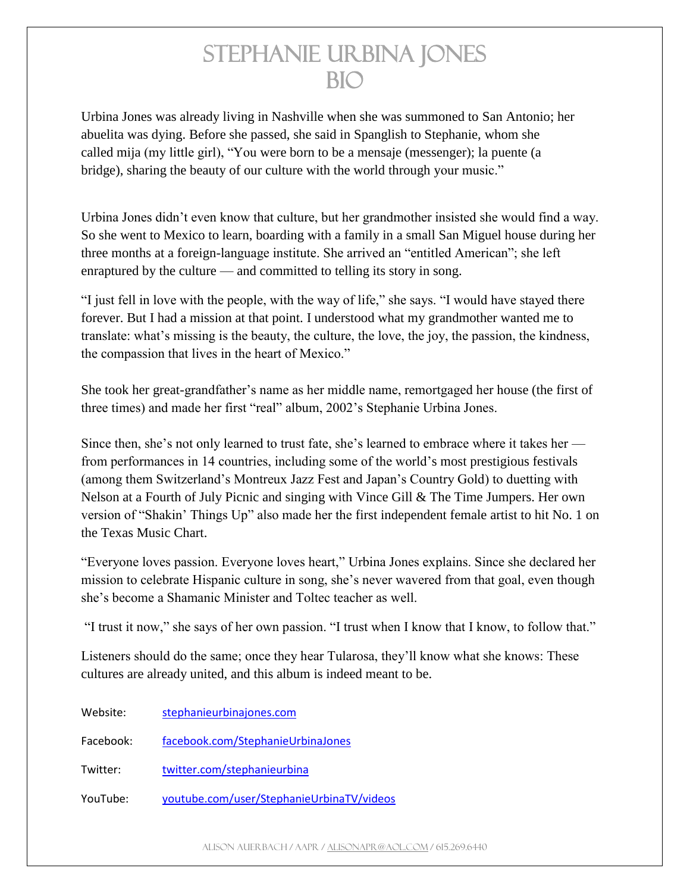# STEPHANIE URBINA JONES
# BIO

Urbina Jones was already living in Nashville when she was summoned to San Antonio; her abuelita was dying. Before she passed, she said in Spanglish to Stephanie, whom she called mija (my little girl), “You were born to be a mensaje (messenger); la puente (a bridge), sharing the beauty of our culture with the world through your music.”

Urbina Jones didn’t even know that culture, but her grandmother insisted she would find a way. So she went to Mexico to learn, boarding with a family in a small San Miguel house during her three months at a foreign-language institute. She arrived an “entitled American”; she left enraptured by the culture — and committed to telling its story in song.

“I just fell in love with the people, with the way of life,” she says. “I would have stayed there forever. But I had a mission at that point. I understood what my grandmother wanted me to translate: what’s missing is the beauty, the culture, the love, the joy, the passion, the kindness, the compassion that lives in the heart of Mexico.”

She took her great-grandfather’s name as her middle name, remortgaged her house (the first of three times) and made her first “real” album, 2002’s Stephanie Urbina Jones.

Since then, she’s not only learned to trust fate, she’s learned to embrace where it takes her — from performances in 14 countries, including some of the world’s most prestigious festivals (among them Switzerland’s Montreux Jazz Fest and Japan’s Country Gold) to duetting with Nelson at a Fourth of July Picnic and singing with Vince Gill & The Time Jumpers. Her own version of “Shakin’ Things Up” also made her the first independent female artist to hit No. 1 on the Texas Music Chart.

“Everyone loves passion. Everyone loves heart,” Urbina Jones explains. Since she declared her mission to celebrate Hispanic culture in song, she’s never wavered from that goal, even though she’s become a Shamanic Minister and Toltec teacher as well.

“I trust it now,” she says of her own passion. “I trust when I know that I know, to follow that.”

Listeners should do the same; once they hear Tularosa, they’ll know what she knows: These cultures are already united, and this album is indeed meant to be.

Website: stephanieurbinajones.com

Facebook: facebook.com/StephanieUrbinaJones

Twitter: twitter.com/stephanieurbina

YouTube: youtube.com/user/StephanieUrbinaTV/videos

ALISON AUERBACH / AAPR / ALISONAPR@AOL.COM / 615.269.6440